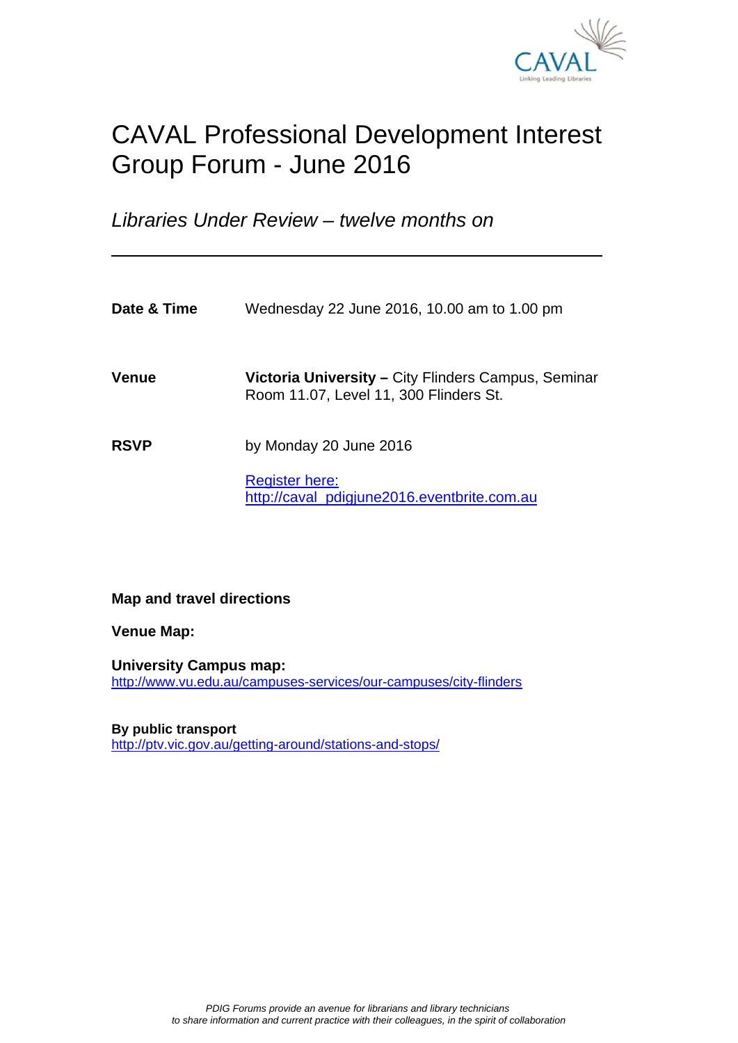# CAVAL Professional Development Interest Group Forum - June 2016

*Libraries Under Review – twelve months on*

---

| | |
|---|---|
| **Date & Time** | Wednesday 22 June 2016, 10.00 am to 1.00 pm |
| **Venue** | **Victoria University –** City Flinders Campus, Seminar Room 11.07, Level 11, 300 Flinders St. |
| **RSVP** | by Monday 20 June 2016<br><br>Register here:<br>http://caval_pdigjune2016.eventbrite.com.au |

**Map and travel directions**

**Venue Map:**

**University Campus map:**
http://www.vu.edu.au/campuses-services/our-campuses/city-flinders

**By public transport**
http://ptv.vic.gov.au/getting-around/stations-and-stops/

*PDIG Forums provide an avenue for librarians and library technicians to share information and current practice with their colleagues, in the spirit of collaboration*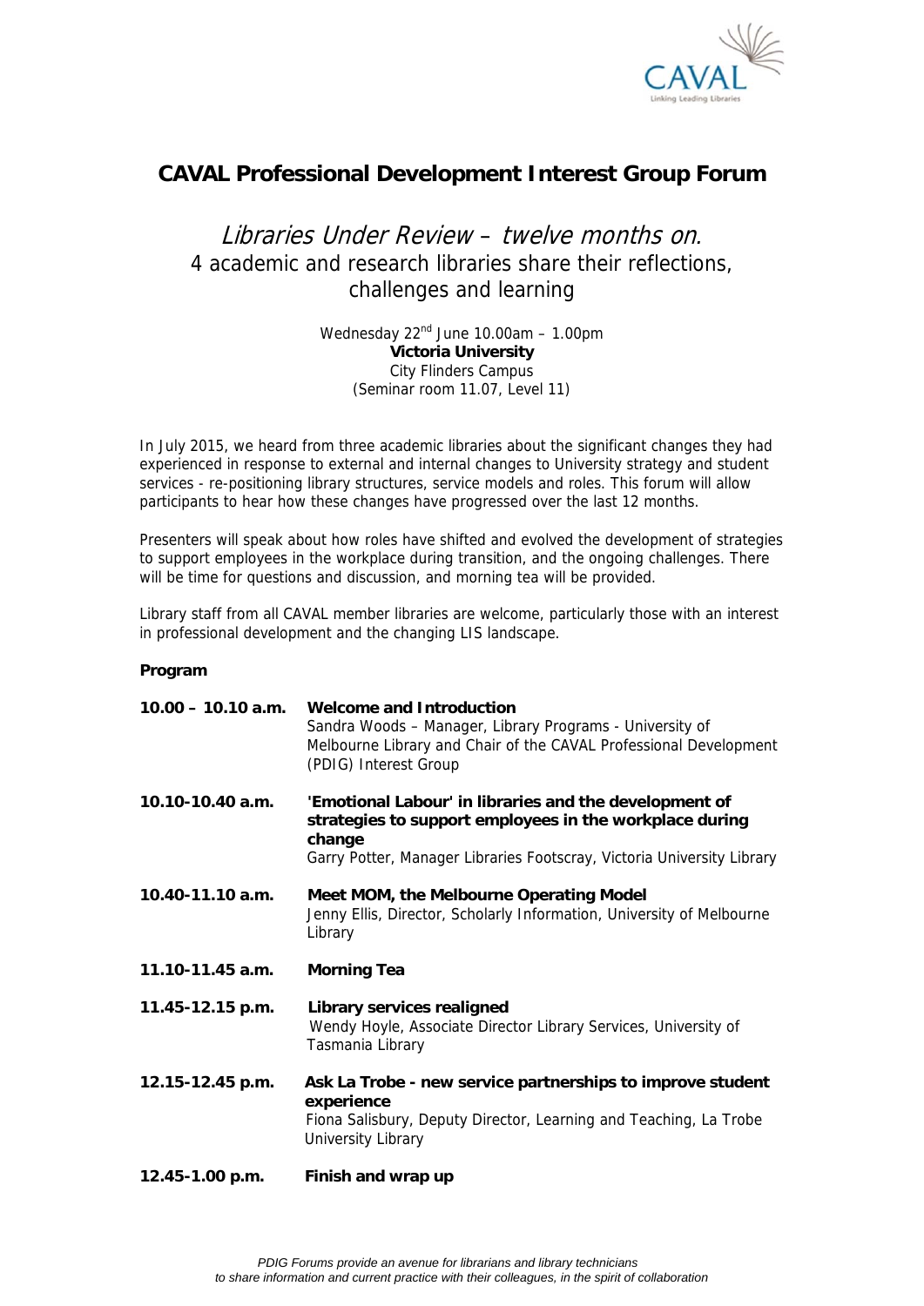# CAVAL Professional Development Interest Group Forum

## *Libraries Under Review – twelve months on.*
## 4 academic and research libraries share their reflections, challenges and learning

Wednesday 22nd June 10.00am – 1.00pm
**Victoria University**
City Flinders Campus
(Seminar room 11.07, Level 11)

In July 2015, we heard from three academic libraries about the significant changes they had experienced in response to external and internal changes to University strategy and student services - re-positioning library structures, service models and roles. This forum will allow participants to hear how these changes have progressed over the last 12 months.

Presenters will speak about how roles have shifted and evolved the development of strategies to support employees in the workplace during transition, and the ongoing challenges. There will be time for questions and discussion, and morning tea will be provided.

Library staff from all CAVAL member libraries are welcome, particularly those with an interest in professional development and the changing LIS landscape.

**Program**

| | |
|---|---|
| **10.00 – 10.10 a.m.** | **Welcome and Introduction**<br>Sandra Woods – Manager, Library Programs - University of Melbourne Library and Chair of the CAVAL Professional Development (PDIG) Interest Group |
| **10.10-10.40 a.m.** | **'Emotional Labour' in libraries and the development of strategies to support employees in the workplace during change**<br>Garry Potter, Manager Libraries Footscray, Victoria University Library |
| **10.40-11.10 a.m.** | **Meet MOM, the Melbourne Operating Model**<br>Jenny Ellis, Director, Scholarly Information, University of Melbourne Library |
| **11.10-11.45 a.m.** | **Morning Tea** |
| **11.45-12.15 p.m.** | **Library services realigned**<br>Wendy Hoyle, Associate Director Library Services, University of Tasmania Library |
| **12.15-12.45 p.m.** | **Ask La Trobe - new service partnerships to improve student experience**<br>Fiona Salisbury, Deputy Director, Learning and Teaching, La Trobe University Library |
| **12.45-1.00 p.m.** | **Finish and wrap up** |

*PDIG Forums provide an avenue for librarians and library technicians to share information and current practice with their colleagues, in the spirit of collaboration*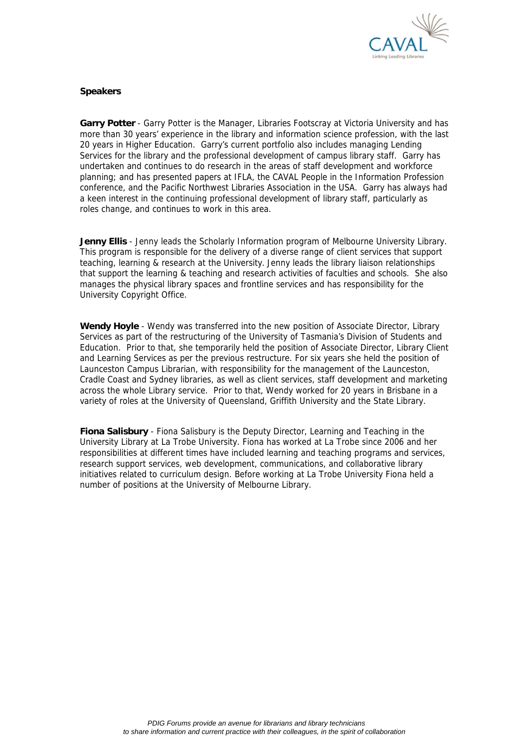**Speakers**

**Garry Potter** - Garry Potter is the Manager, Libraries Footscray at Victoria University and has more than 30 years' experience in the library and information science profession, with the last 20 years in Higher Education. Garry's current portfolio also includes managing Lending Services for the library and the professional development of campus library staff. Garry has undertaken and continues to do research in the areas of staff development and workforce planning; and has presented papers at IFLA, the CAVAL People in the Information Profession conference, and the Pacific Northwest Libraries Association in the USA. Garry has always had a keen interest in the continuing professional development of library staff, particularly as roles change, and continues to work in this area.

**Jenny Ellis** - Jenny leads the Scholarly Information program of Melbourne University Library. This program is responsible for the delivery of a diverse range of client services that support teaching, learning & research at the University. Jenny leads the library liaison relationships that support the learning & teaching and research activities of faculties and schools. She also manages the physical library spaces and frontline services and has responsibility for the University Copyright Office.

**Wendy Hoyle** - Wendy was transferred into the new position of Associate Director, Library Services as part of the restructuring of the University of Tasmania's Division of Students and Education. Prior to that, she temporarily held the position of Associate Director, Library Client and Learning Services as per the previous restructure. For six years she held the position of Launceston Campus Librarian, with responsibility for the management of the Launceston, Cradle Coast and Sydney libraries, as well as client services, staff development and marketing across the whole Library service. Prior to that, Wendy worked for 20 years in Brisbane in a variety of roles at the University of Queensland, Griffith University and the State Library.

**Fiona Salisbury** - Fiona Salisbury is the Deputy Director, Learning and Teaching in the University Library at La Trobe University. Fiona has worked at La Trobe since 2006 and her responsibilities at different times have included learning and teaching programs and services, research support services, web development, communications, and collaborative library initiatives related to curriculum design. Before working at La Trobe University Fiona held a number of positions at the University of Melbourne Library.